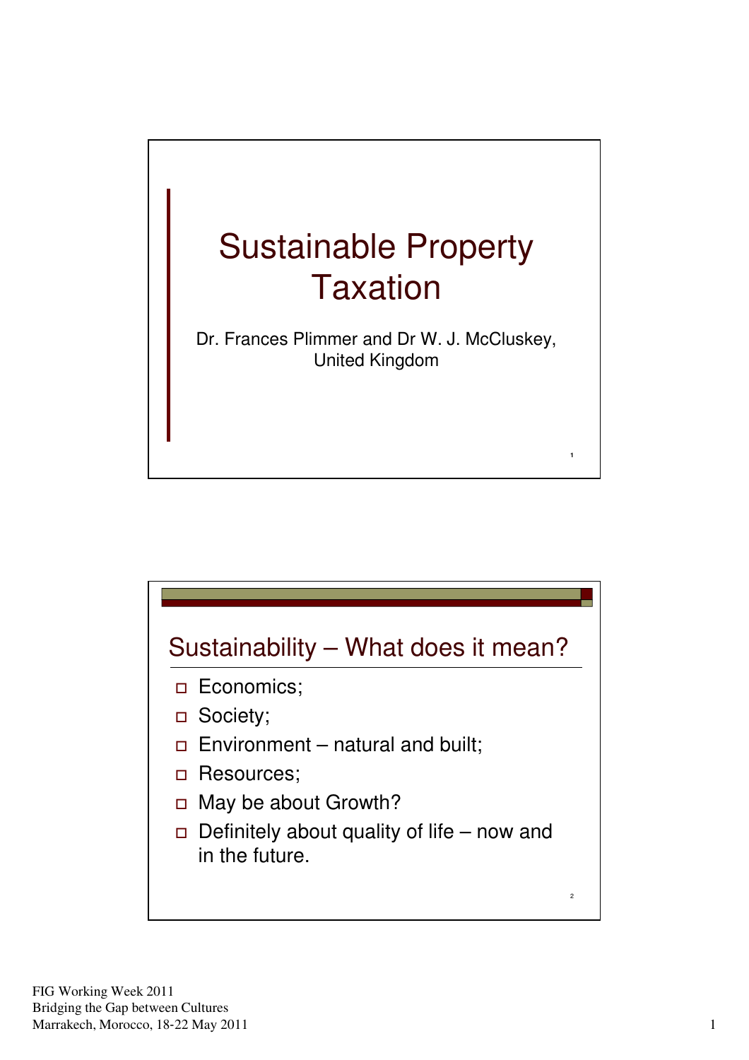# Sustainable Property Taxation

Dr. Frances Plimmer and Dr W. J. McCluskey, United Kingdom

## Sustainability – What does it mean?

- Economics;
- Society;
- Environment – natural and built;
- Resources;
- May be about Growth?
- Definitely about quality of life – now and in the future.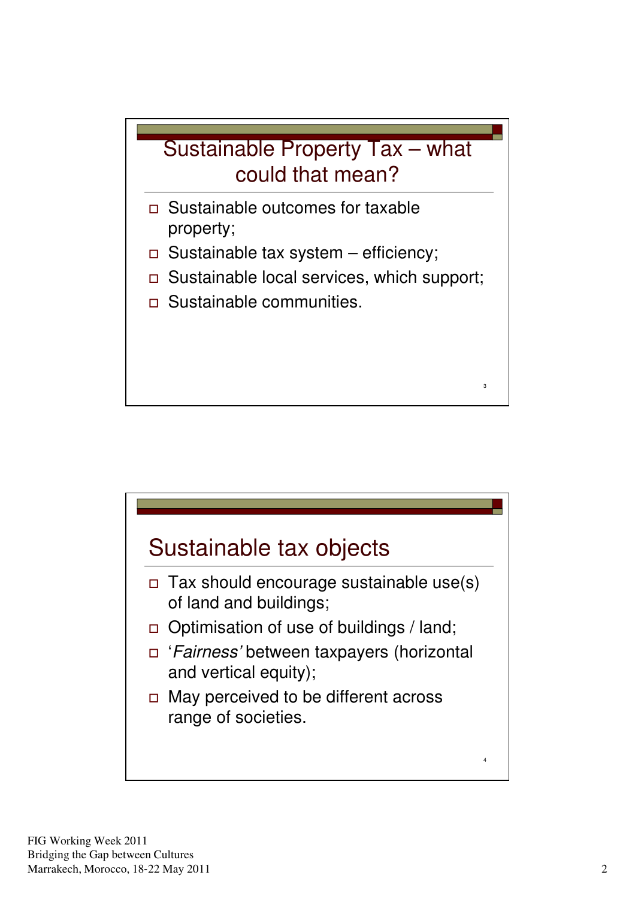## Sustainable Property Tax – what could that mean?

- Sustainable outcomes for taxable property;
- Sustainable tax system – efficiency;
- Sustainable local services, which support;
- Sustainable communities.

## Sustainable tax objects

- Tax should encourage sustainable use(s) of land and buildings;
- Optimisation of use of buildings / land;
- '*Fairness*' between taxpayers (horizontal and vertical equity);
- May perceived to be different across range of societies.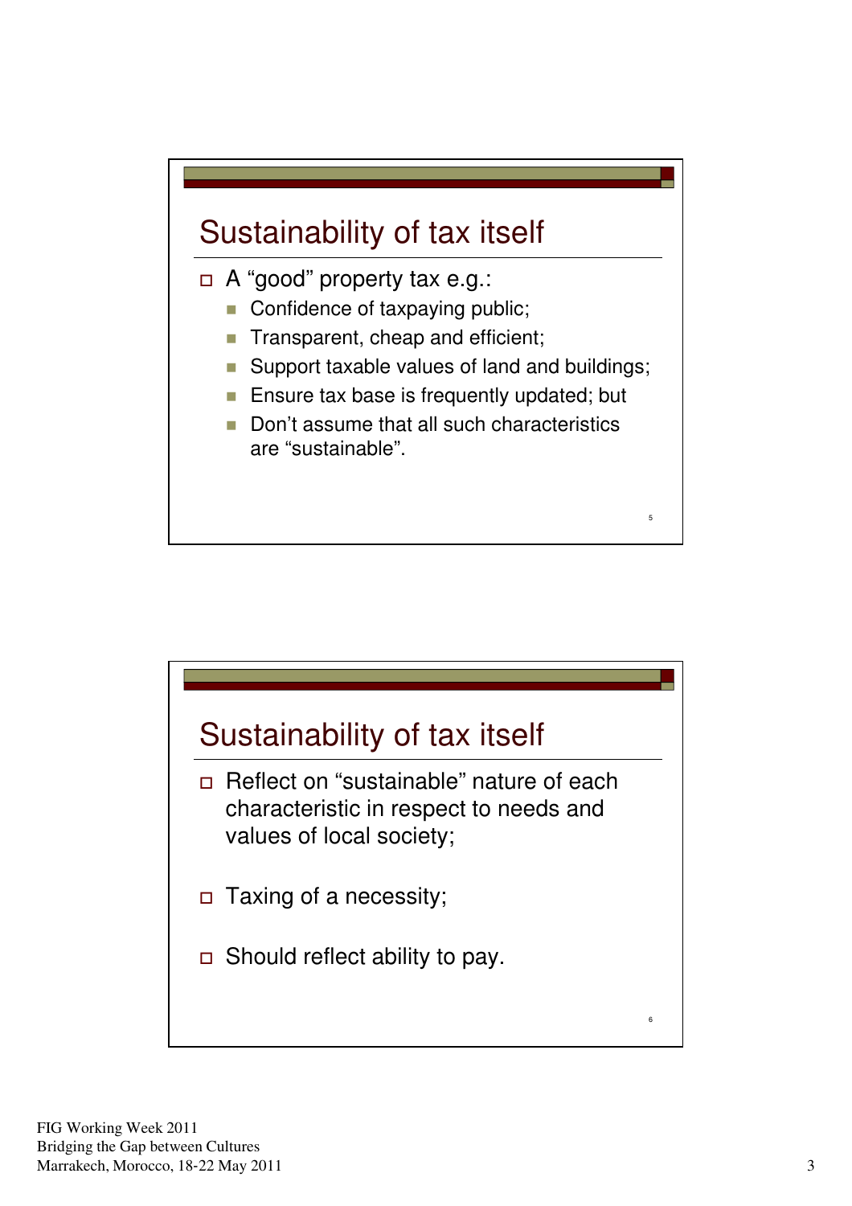## Sustainability of tax itself

- A “good” property tax e.g.:
  - Confidence of taxpaying public;
  - Transparent, cheap and efficient;
  - Support taxable values of land and buildings;
  - Ensure tax base is frequently updated; but
  - Don’t assume that all such characteristics are “sustainable”.

## Sustainability of tax itself

- Reflect on “sustainable” nature of each characteristic in respect to needs and values of local society;
- Taxing of a necessity;
- Should reflect ability to pay.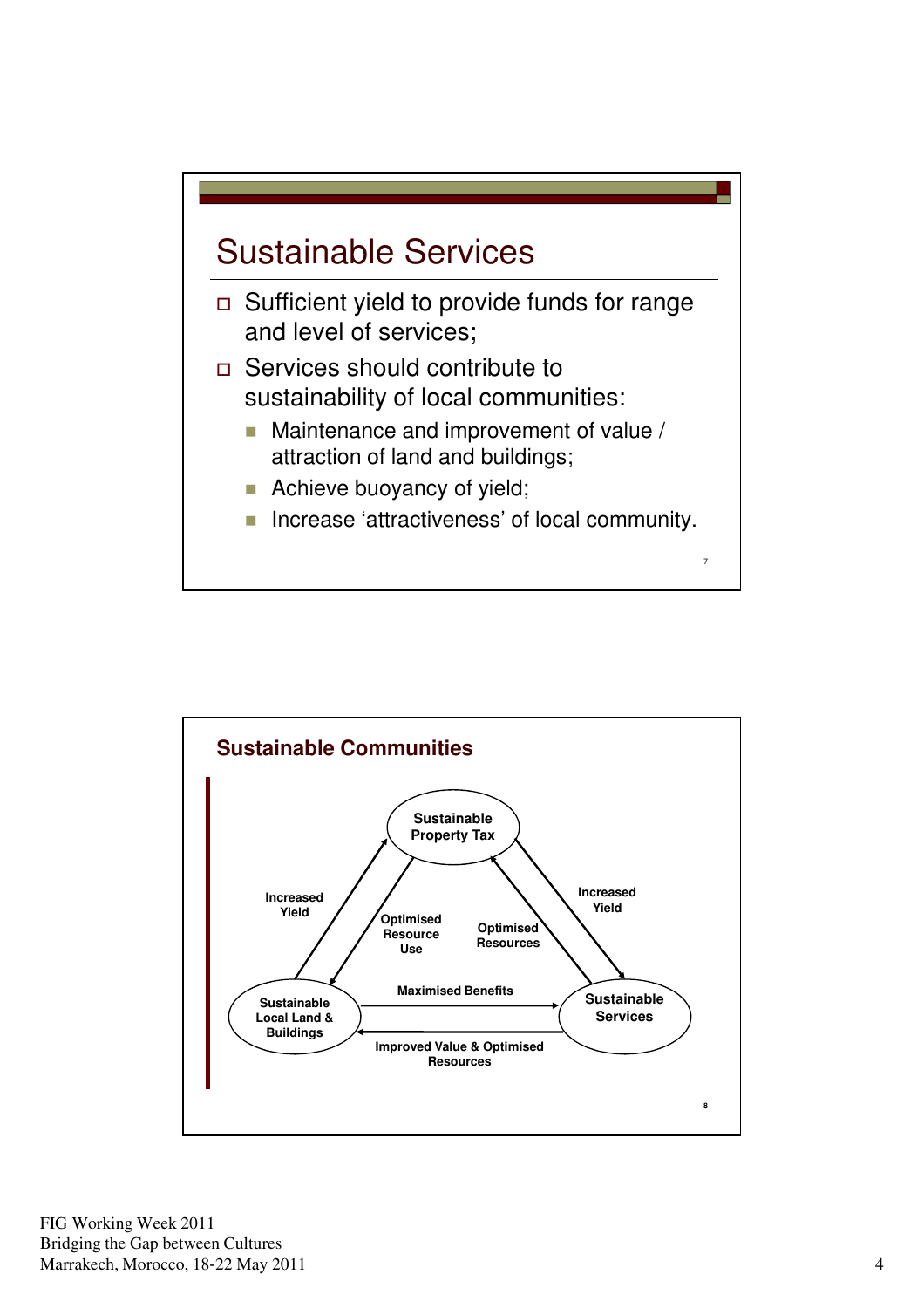## Sustainable Services

- Sufficient yield to provide funds for range and level of services;
- Services should contribute to sustainability of local communities:
  - Maintenance and improvement of value / attraction of land and buildings;
  - Achieve buoyancy of yield;
  - Increase 'attractiveness' of local community.

## Sustainable Communities

Sustainable Property Tax

Increased Yield

Optimised Resource Use

Optimised Resources

Increased Yield

Sustainable Local Land & Buildings

Maximised Benefits

Sustainable Services

Improved Value & Optimised Resources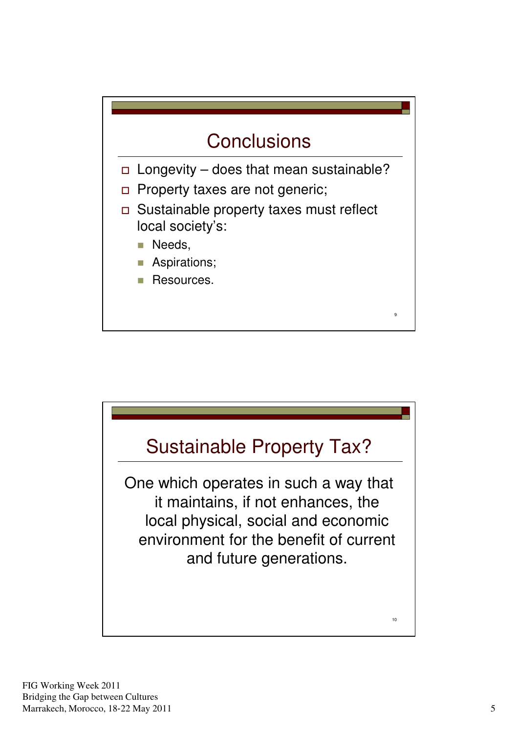## Conclusions

- Longevity – does that mean sustainable?
- Property taxes are not generic;
- Sustainable property taxes must reflect local society's:
  - Needs,
  - Aspirations;
  - Resources.

## Sustainable Property Tax?

One which operates in such a way that it maintains, if not enhances, the local physical, social and economic environment for the benefit of current and future generations.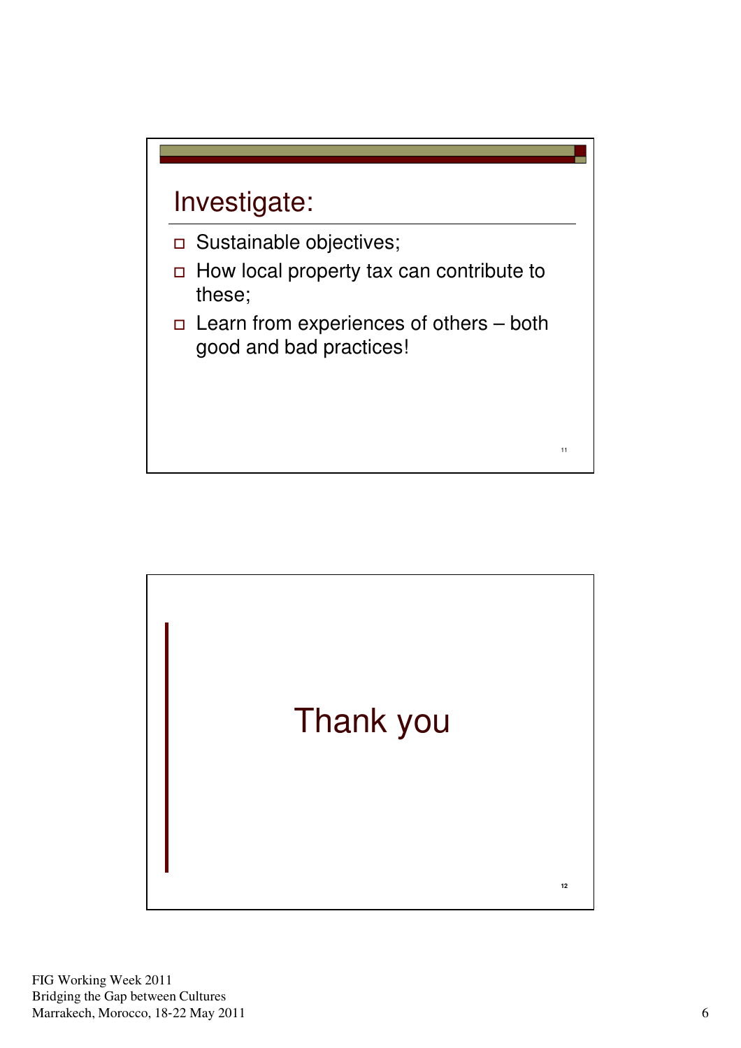## Investigate:

- Sustainable objectives;
- How local property tax can contribute to these;
- Learn from experiences of others – both good and bad practices!

## Thank you